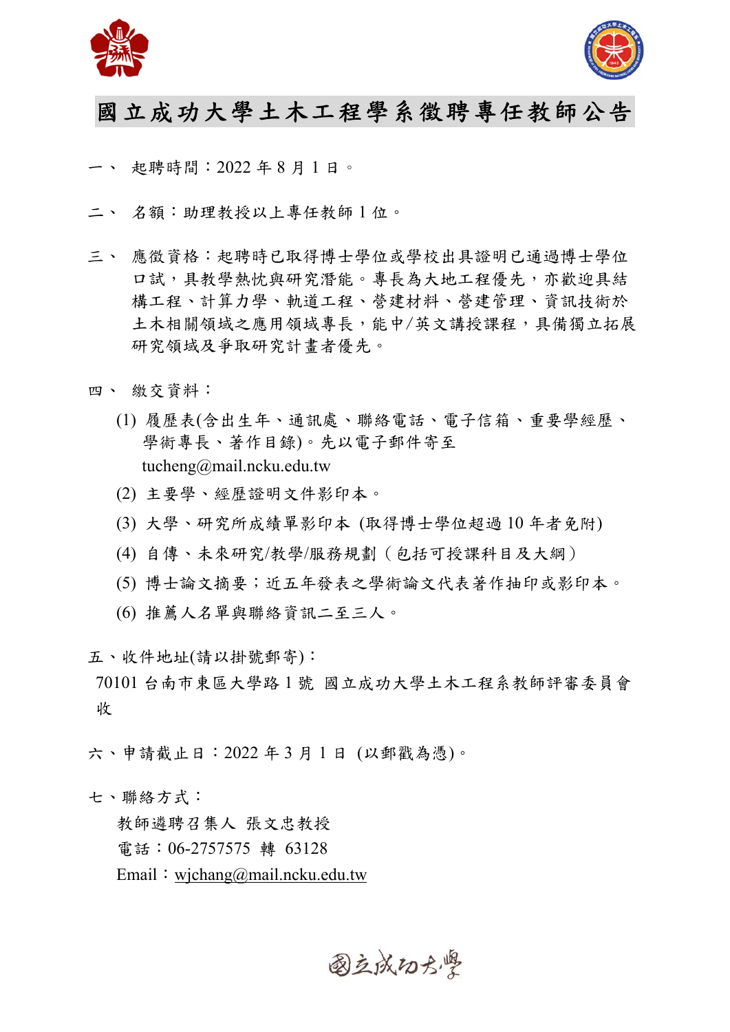# 國立成功大學土木工程學系徵聘專任教師公告

一、 起聘時間：2022 年 8 月 1 日。

二、 名額：助理教授以上專任教師 1 位。

三、 應徵資格：起聘時已取得博士學位或學校出具證明已通過博士學位口試，具教學熱忱與研究潛能。專長為大地工程優先，亦歡迎具結構工程、計算力學、軌道工程、營建材料、營建管理、資訊技術於土木相關領域之應用領域專長，能中/英文講授課程，具備獨立拓展研究領域及爭取研究計畫者優先。

四、 繳交資料：

(1) 履歷表(含出生年、通訊處、聯絡電話、電子信箱、重要學經歷、學術專長、著作目錄)。先以電子郵件寄至 tucheng@mail.ncku.edu.tw

(2) 主要學、經歷證明文件影印本。

(3) 大學、研究所成績單影印本 (取得博士學位超過 10 年者免附)

(4) 自傳、未來研究/教學/服務規劃（包括可授課科目及大綱）

(5) 博士論文摘要；近五年發表之學術論文代表著作抽印或影印本。

(6) 推薦人名單與聯絡資訊二至三人。

五、收件地址(請以掛號郵寄)：

70101 台南市東區大學路 1 號 國立成功大學土木工程系教師評審委員會收

六、申請截止日：2022 年 3 月 1 日 (以郵戳為憑)。

七、聯絡方式：

教師遴聘召集人 張文忠教授

電話：06-2757575 轉 63128

Email：wjchang@mail.ncku.edu.tw

國立成功大學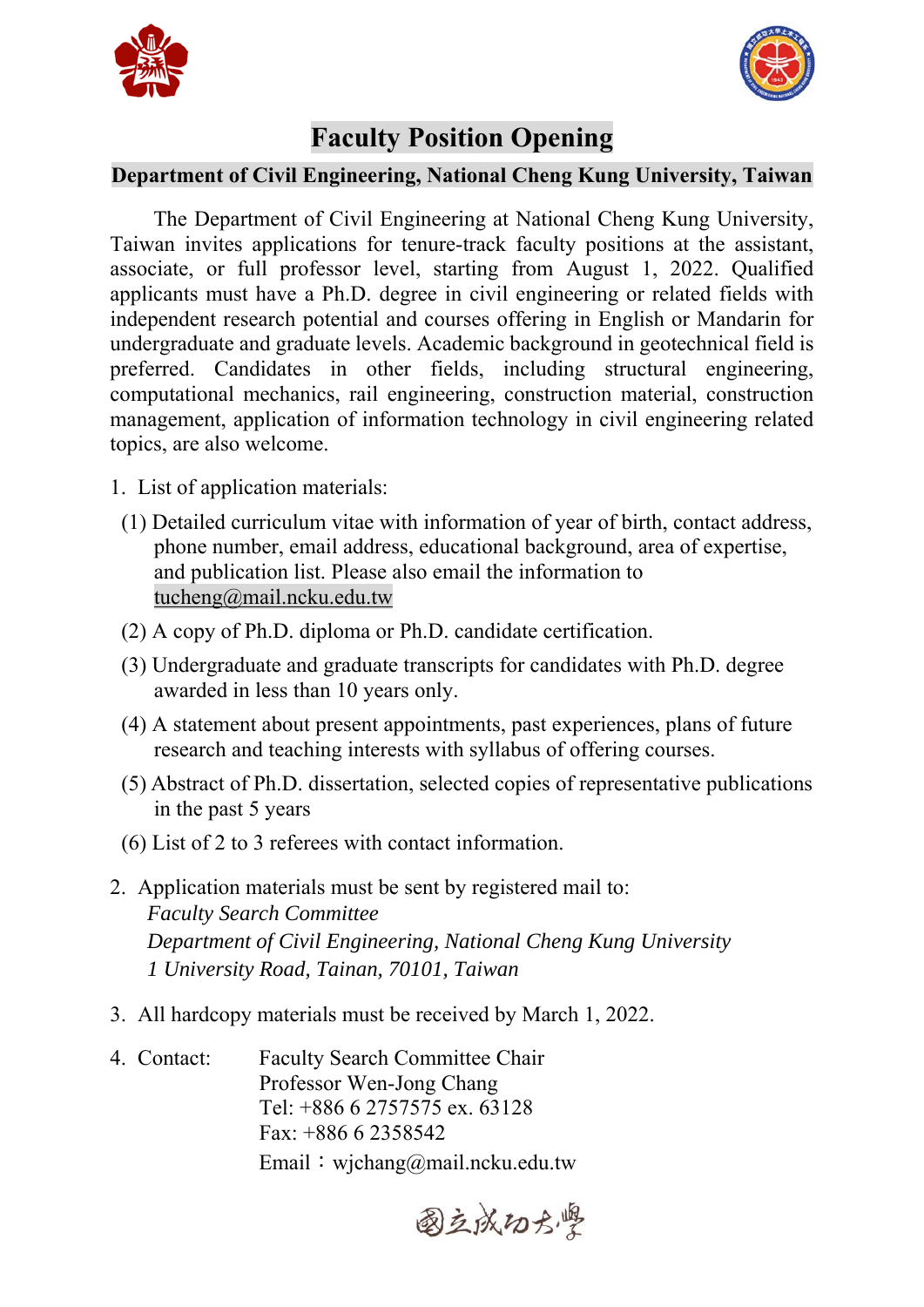# Faculty Position Opening

## Department of Civil Engineering, National Cheng Kung University, Taiwan

The Department of Civil Engineering at National Cheng Kung University, Taiwan invites applications for tenure-track faculty positions at the assistant, associate, or full professor level, starting from August 1, 2022. Qualified applicants must have a Ph.D. degree in civil engineering or related fields with independent research potential and courses offering in English or Mandarin for undergraduate and graduate levels. Academic background in geotechnical field is preferred. Candidates in other fields, including structural engineering, computational mechanics, rail engineering, construction material, construction management, application of information technology in civil engineering related topics, are also welcome.

1. List of application materials:
   (1) Detailed curriculum vitae with information of year of birth, contact address, phone number, email address, educational background, area of expertise, and publication list. Please also email the information to tucheng@mail.ncku.edu.tw
   (2) A copy of Ph.D. diploma or Ph.D. candidate certification.
   (3) Undergraduate and graduate transcripts for candidates with Ph.D. degree awarded in less than 10 years only.
   (4) A statement about present appointments, past experiences, plans of future research and teaching interests with syllabus of offering courses.
   (5) Abstract of Ph.D. dissertation, selected copies of representative publications in the past 5 years
   (6) List of 2 to 3 referees with contact information.

2. Application materials must be sent by registered mail to:
   *Faculty Search Committee*
   *Department of Civil Engineering, National Cheng Kung University*
   *1 University Road, Tainan, 70101, Taiwan*

3. All hardcopy materials must be received by March 1, 2022.

4. Contact: Faculty Search Committee Chair
   Professor Wen-Jong Chang
   Tel: +886 6 2757575 ex. 63128
   Fax: +886 6 2358542
   Email：wjchang@mail.ncku.edu.tw

國立成功大學